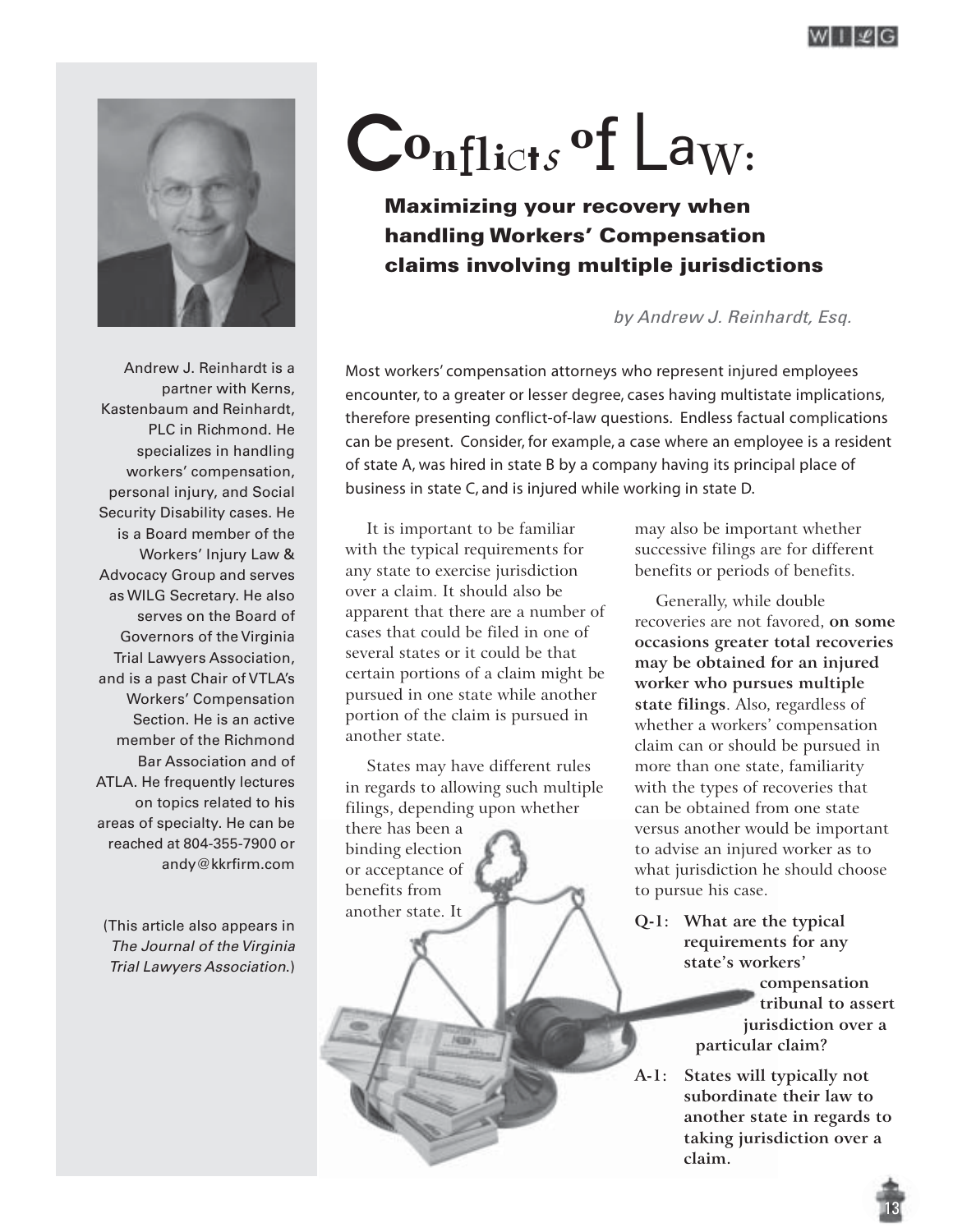# Conflicts of Law:

## Maximizing your recovery when handling Workers' Compensation claims involving multiple jurisdictions

*by Andrew J. Reinhardt, Esq.*

Andrew J. Reinhardt is a partner with Kerns, Kastenbaum and Reinhardt, PLC in Richmond. He specializes in handling workers' compensation, personal injury, and Social Security Disability cases. He is a Board member of the Workers' Injury Law & Advocacy Group and serves as WILG Secretary. He also serves on the Board of Governors of the Virginia Trial Lawyers Association, and is a past Chair of VTLA's Workers' Compensation Section. He is an active member of the Richmond Bar Association and of ATLA. He frequently lectures on topics related to his areas of specialty. He can be reached at 804-355-7900 or andy@kkrfirm.com

(This article also appears in *The Journal of the Virginia Trial Lawyers Association.*)

Most workers' compensation attorneys who represent injured employees encounter, to a greater or lesser degree, cases having multistate implications, therefore presenting conflict-of-law questions. Endless factual complications can be present. Consider, for example, a case where an employee is a resident of state A, was hired in state B by a company having its principal place of business in state C, and is injured while working in state D.

It is important to be familiar with the typical requirements for any state to exercise jurisdiction over a claim. It should also be apparent that there are a number of cases that could be filed in one of several states or it could be that certain portions of a claim might be pursued in one state while another portion of the claim is pursued in another state.

States may have different rules in regards to allowing such multiple filings, depending upon whether there has been a binding election or acceptance of benefits from another state. It may also be important whether successive filings are for different benefits or periods of benefits.

Generally, while double recoveries are not favored, **on some occasions greater total recoveries may be obtained for an injured worker who pursues multiple state filings**. Also, regardless of whether a workers' compensation claim can or should be pursued in more than one state, familiarity with the types of recoveries that can be obtained from one state versus another would be important to advise an injured worker as to what jurisdiction he should choose to pursue his case.

**Q-1: What are the typical requirements for any state's workers' compensation tribunal to assert jurisdiction over a particular claim?**

**A-1: States will typically not subordinate their law to another state in regards to taking jurisdiction over a claim.**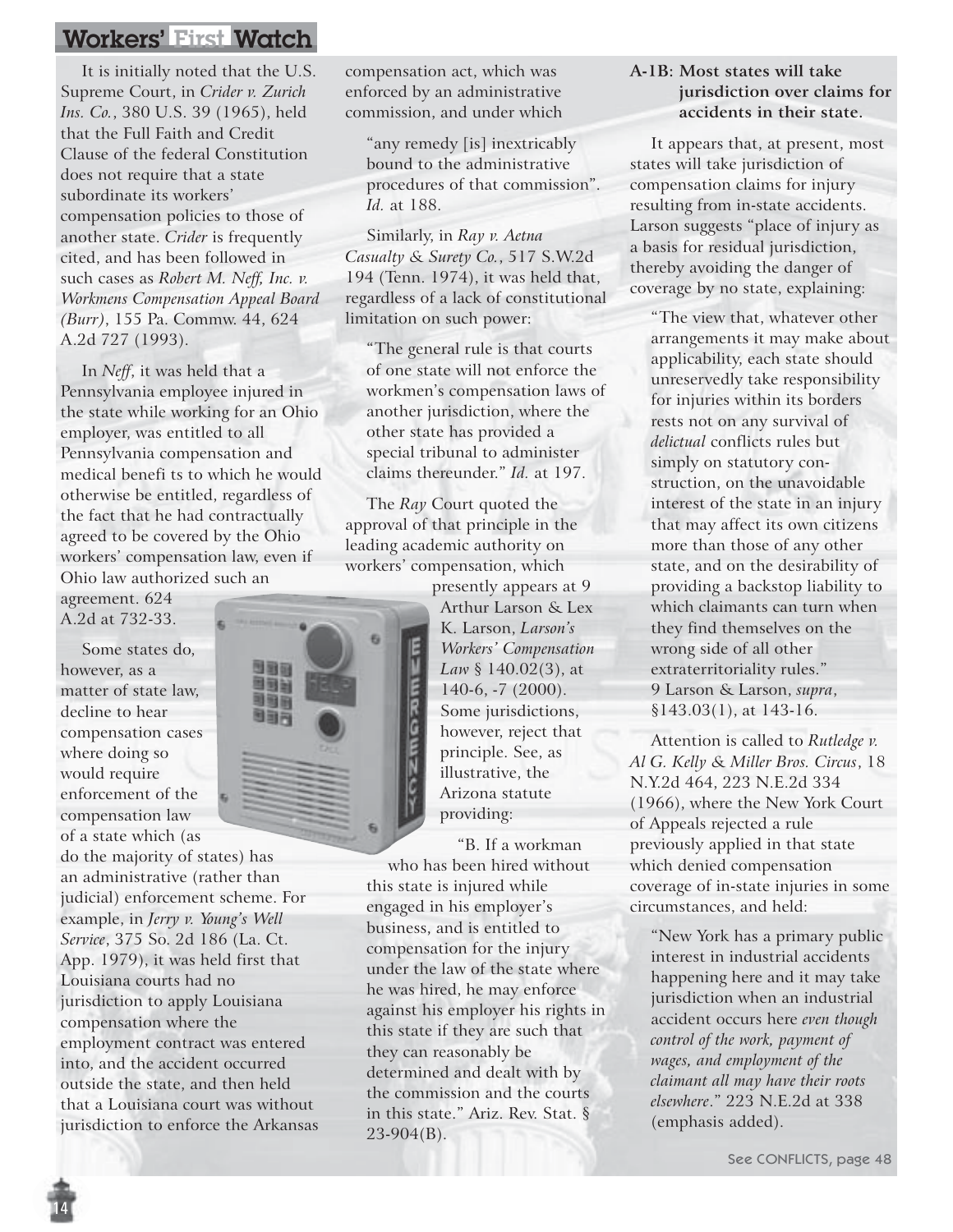It is initially noted that the U.S. Supreme Court, in *Crider v. Zurich Ins. Co.*, 380 U.S. 39 (1965), held that the Full Faith and Credit Clause of the federal Constitution does not require that a state subordinate its workers' compensation policies to those of another state. *Crider* is frequently cited, and has been followed in such cases as *Robert M. Neff, Inc. v. Workmens Compensation Appeal Board (Burr)*, 155 Pa. Commw. 44, 624 A.2d 727 (1993).

In *Neff*, it was held that a Pennsylvania employee injured in the state while working for an Ohio employer, was entitled to all Pennsylvania compensation and medical benefits to which he would otherwise be entitled, regardless of the fact that he had contractually agreed to be covered by the Ohio workers' compensation law, even if Ohio law authorized such an agreement. 624 A.2d at 732-33.

Some states do, however, as a matter of state law, decline to hear compensation cases where doing so would require enforcement of the compensation law of a state which (as do the majority of states) has an administrative (rather than judicial) enforcement scheme. For example, in *Jerry v. Young's Well Service*, 375 So. 2d 186 (La. Ct. App. 1979), it was held first that Louisiana courts had no jurisdiction to apply Louisiana compensation where the employment contract was entered into, and the accident occurred outside the state, and then held that a Louisiana court was without jurisdiction to enforce the Arkansas compensation act, which was enforced by an administrative commission, and under which

> "any remedy [is] inextricably bound to the administrative procedures of that commission". *Id.* at 188.

Similarly, in *Ray v. Aetna Casualty & Surety Co.*, 517 S.W.2d 194 (Tenn. 1974), it was held that, regardless of a lack of constitutional limitation on such power:

> "The general rule is that courts of one state will not enforce the workmen's compensation laws of another jurisdiction, where the other state has provided a special tribunal to administer claims thereunder." *Id.* at 197.

The *Ray* Court quoted the approval of that principle in the leading academic authority on workers' compensation, which presently appears at 9 Arthur Larson & Lex K. Larson, *Larson's Workers' Compensation Law* § 140.02(3), at 140-6, -7 (2000). Some jurisdictions, however, reject that principle. See, as illustrative, the Arizona statute providing:

> "B. If a workman who has been hired without this state is injured while engaged in his employer's business, and is entitled to compensation for the injury under the law of the state where he was hired, he may enforce against his employer his rights in this state if they are such that they can reasonably be determined and dealt with by the commission and the courts in this state." Ariz. Rev. Stat. § 23-904(B).

**A-1B: Most states will take jurisdiction over claims for accidents in their state.**

It appears that, at present, most states will take jurisdiction of compensation claims for injury resulting from in-state accidents. Larson suggests "place of injury as a basis for residual jurisdiction, thereby avoiding the danger of coverage by no state, explaining:

> "The view that, whatever other arrangements it may make about applicability, each state should unreservedly take responsibility for injuries within its borders rests not on any survival of *delictual* conflicts rules but simply on statutory construction, on the unavoidable interest of the state in an injury that may affect its own citizens more than those of any other state, and on the desirability of providing a backstop liability to which claimants can turn when they find themselves on the wrong side of all other extraterritoriality rules." 9 Larson & Larson, *supra*, §143.03(1), at 143-16.

Attention is called to *Rutledge v. Al G. Kelly & Miller Bros. Circus*, 18 N.Y.2d 464, 223 N.E.2d 334 (1966), where the New York Court of Appeals rejected a rule previously applied in that state which denied compensation coverage of in-state injuries in some circumstances, and held:

> "New York has a primary public interest in industrial accidents happening here and it may take jurisdiction when an industrial accident occurs here *even though control of the work, payment of wages, and employment of the claimant all may have their roots elsewhere*." 223 N.E.2d at 338 (emphasis added).

See CONFLICTS, page 48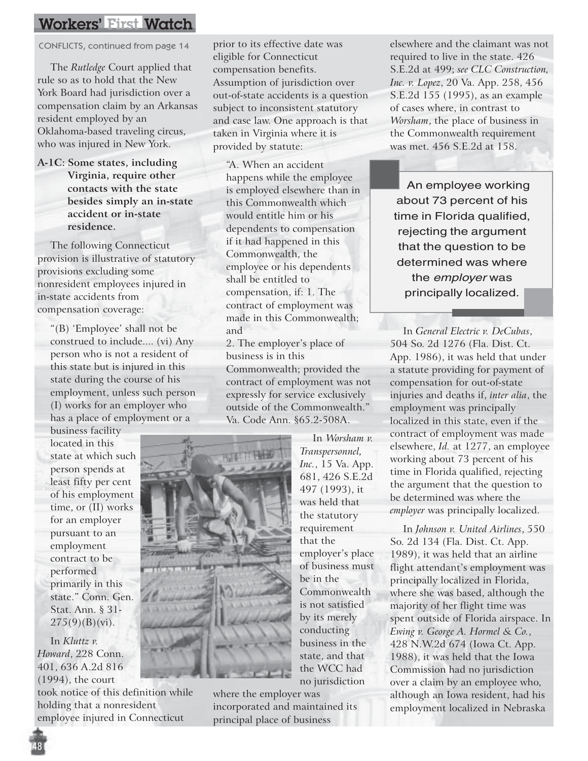CONFLICTS, continued from page 14

The *Rutledge* Court applied that rule so as to hold that the New York Board had jurisdiction over a compensation claim by an Arkansas resident employed by an Oklahoma-based traveling circus, who was injured in New York.

**A-1C: Some states, including Virginia, require other contacts with the state besides simply an in-state accident or in-state residence.**

The following Connecticut provision is illustrative of statutory provisions excluding some nonresident employees injured in in-state accidents from compensation coverage:

> "(B) 'Employee' shall not be construed to include.... (vi) Any person who is not a resident of this state but is injured in this state during the course of his employment, unless such person (I) works for an employer who has a place of employment or a business facility located in this state at which such person spends at least fifty per cent of his employment time, or (II) works for an employer pursuant to an employment contract to be performed primarily in this state." Conn. Gen. Stat. Ann. § 31-275(9)(B)(vi).

In *Kluttz v. Howard*, 228 Conn. 401, 636 A.2d 816 (1994), the court took notice of this definition while holding that a nonresident employee injured in Connecticut prior to its effective date was eligible for Connecticut compensation benefits.

Assumption of jurisdiction over out-of-state accidents is a question subject to inconsistent statutory and case law. One approach is that taken in Virginia where it is provided by statute:

> "A. When an accident happens while the employee is employed elsewhere than in this Commonwealth which would entitle him or his dependents to compensation if it had happened in this Commonwealth, the employee or his dependents shall be entitled to compensation, if: 1. The contract of employment was made in this Commonwealth; and
> 2. The employer's place of business is in this Commonwealth; provided the contract of employment was not expressly for service exclusively outside of the Commonwealth." Va. Code Ann. §65.2-508A.

In *Worsham v. Transpersonnel, Inc.*, 15 Va. App. 681, 426 S.E.2d 497 (1993), it was held that the statutory requirement that the employer's place of business must be in the Commonwealth is not satisfied by its merely conducting business in the state, and that the WCC had no jurisdiction where the employer was incorporated and maintained its principal place of business elsewhere and the claimant was not required to live in the state. 426 S.E.2d at 499; *see CLC Construction, Inc. v. Lopez*, 20 Va. App. 258, 456 S.E.2d 155 (1995), as an example of cases where, in contrast to *Worsham*, the place of business in the Commonwealth requirement was met. 456 S.E.2d at 158.

> An employee working about 73 percent of his time in Florida qualified, rejecting the argument that the question to be determined was where the *employer* was principally localized.

In *General Electric v. DeCubas*, 504 So. 2d 1276 (Fla. Dist. Ct. App. 1986), it was held that under a statute providing for payment of compensation for out-of-state injuries and deaths if, *inter alia*, the employment was principally localized in this state, even if the contract of employment was made elsewhere, *Id.* at 1277, an employee working about 73 percent of his time in Florida qualified, rejecting the argument that the question to be determined was where the *employer* was principally localized.

In *Johnson v. United Airlines*, 550 So. 2d 134 (Fla. Dist. Ct. App. 1989), it was held that an airline flight attendant's employment was principally localized in Florida, where she was based, although the majority of her flight time was spent outside of Florida airspace. In *Ewing v. George A. Hormel & Co.*, 428 N.W.2d 674 (Iowa Ct. App. 1988), it was held that the Iowa Commission had no jurisdiction over a claim by an employee who, although an Iowa resident, had his employment localized in Nebraska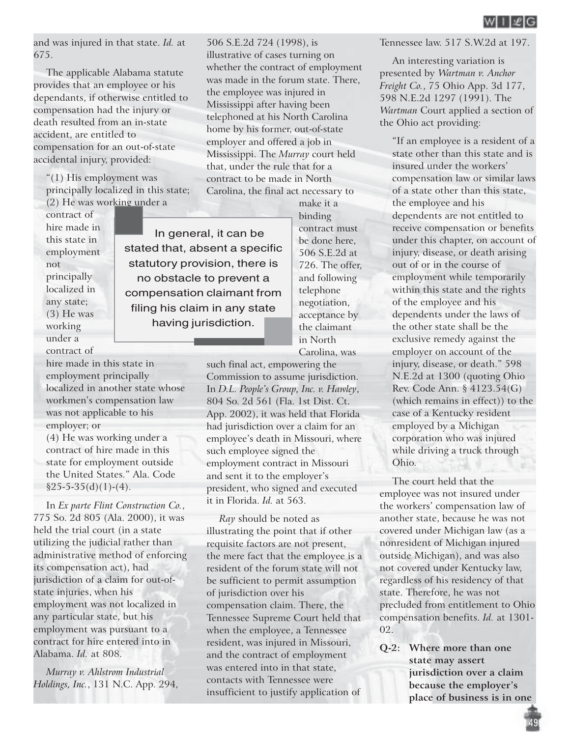and was injured in that state. *Id.* at 675.

The applicable Alabama statute provides that an employee or his dependants, if otherwise entitled to compensation had the injury or death resulted from an in-state accident, are entitled to compensation for an out-of-state accidental injury, provided:

> "(1) His employment was principally localized in this state; (2) He was working under a contract of hire made in this state in employment not principally localized in any state; (3) He was working under a contract of hire made in this state in employment principally localized in another state whose workmen's compensation law was not applicable to his employer; or (4) He was working under a contract of hire made in this state for employment outside the United States." Ala. Code §25-5-35(d)(1)-(4).

In *Ex parte Flint Construction Co.*, 775 So. 2d 805 (Ala. 2000), it was held the trial court (in a state utilizing the judicial rather than administrative method of enforcing its compensation act), had jurisdiction of a claim for out-of-state injuries, when his employment was not localized in any particular state, but his employment was pursuant to a contract for hire entered into in Alabama. *Id.* at 808.

*Murray v. Ahlstrom Industrial Holdings, Inc.*, 131 N.C. App. 294, 506 S.E.2d 724 (1998), is illustrative of cases turning on whether the contract of employment was made in the forum state. There, the employee was injured in Mississippi after having been telephoned at his North Carolina home by his former, out-of-state employer and offered a job in Mississippi. The *Murray* court held that, under the rule that for a contract to be made in North Carolina, the final act necessary to make it a binding contract must be done here, 506 S.E.2d at 726. The offer, and following telephone negotiation, acceptance by the claimant in North Carolina, was such final act, empowering the Commission to assume jurisdiction. In *D.L. People's Group, Inc. v. Hawley*, 804 So. 2d 561 (Fla. 1st Dist. Ct. App. 2002), it was held that Florida had jurisdiction over a claim for an employee's death in Missouri, where such employee signed the employment contract in Missouri and sent it to the employer's president, who signed and executed it in Florida. *Id.* at 563.

> In general, it can be stated that, absent a specific statutory provision, there is no obstacle to prevent a compensation claimant from filing his claim in any state having jurisdiction.

*Ray* should be noted as illustrating the point that if other requisite factors are not present, the mere fact that the employee is a resident of the forum state will not be sufficient to permit assumption of jurisdiction over his compensation claim. There, the Tennessee Supreme Court held that when the employee, a Tennessee resident, was injured in Missouri, and the contract of employment was entered into in that state, contacts with Tennessee were insufficient to justify application of Tennessee law. 517 S.W.2d at 197.

An interesting variation is presented by *Wartman v. Anchor Freight Co.*, 75 Ohio App. 3d 177, 598 N.E.2d 1297 (1991). The *Wartman* Court applied a section of the Ohio act providing:

> "If an employee is a resident of a state other than this state and is insured under the workers' compensation law or similar laws of a state other than this state, the employee and his dependents are not entitled to receive compensation or benefits under this chapter, on account of injury, disease, or death arising out of or in the course of employment while temporarily within this state and the rights of the employee and his dependents under the laws of the other state shall be the exclusive remedy against the employer on account of the injury, disease, or death." 598 N.E.2d at 1300 (quoting Ohio Rev. Code Ann. § 4123.54(G) (which remains in effect)) to the case of a Kentucky resident employed by a Michigan corporation who was injured while driving a truck through Ohio.

The court held that the employee was not insured under the workers' compensation law of another state, because he was not covered under Michigan law (as a nonresident of Michigan injured outside Michigan), and was also not covered under Kentucky law, regardless of his residency of that state. Therefore, he was not precluded from entitlement to Ohio compensation benefits. *Id.* at 1301-02.

**Q-2: Where more than one state may assert jurisdiction over a claim because the employer's place of business is in one**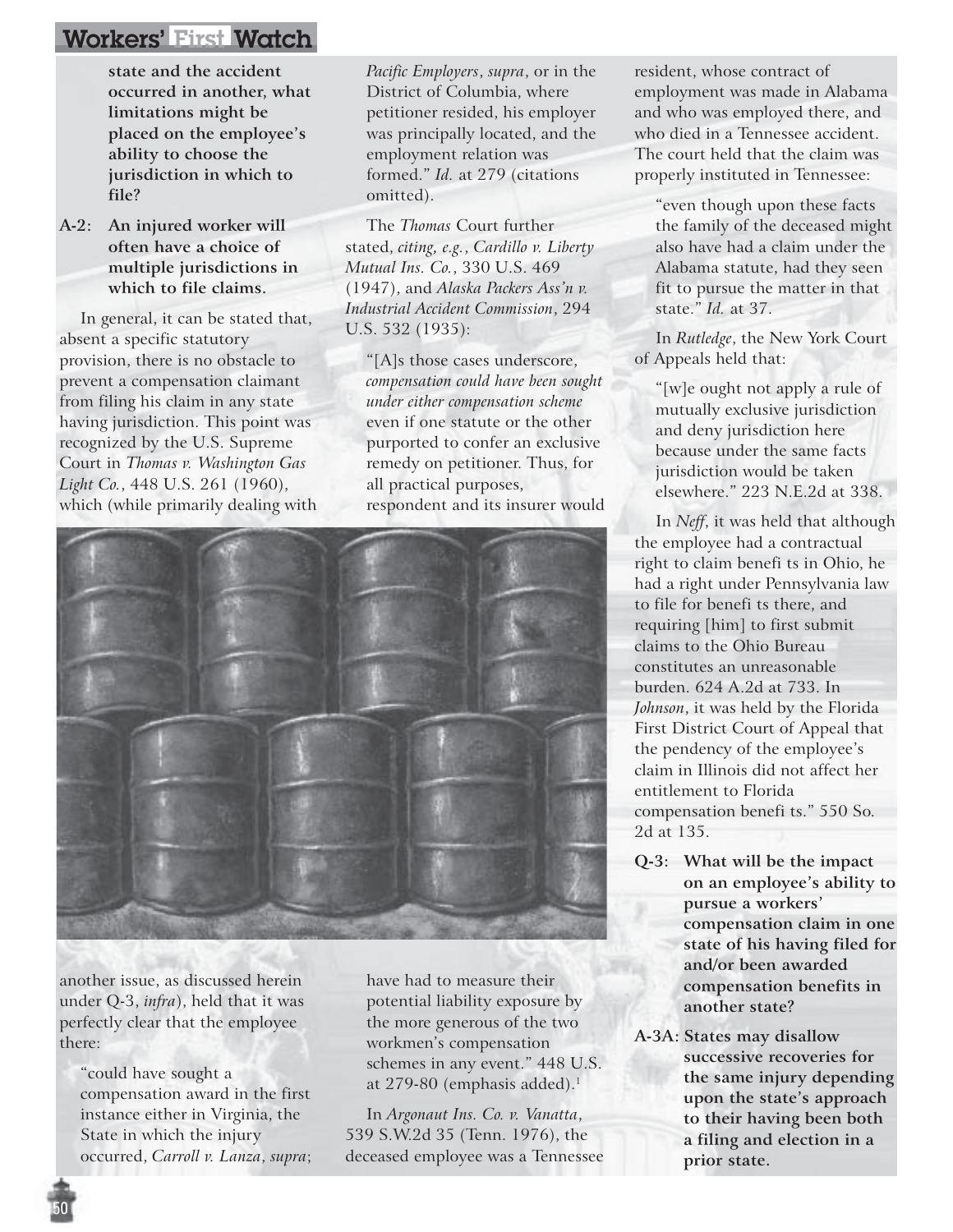**state and the accident occurred in another, what limitations might be placed on the employee's ability to choose the jurisdiction in which to file?**

**A-2: An injured worker will often have a choice of multiple jurisdictions in which to file claims.**

In general, it can be stated that, absent a specific statutory provision, there is no obstacle to prevent a compensation claimant from filing his claim in any state having jurisdiction. This point was recognized by the U.S. Supreme Court in *Thomas v. Washington Gas Light Co.*, 448 U.S. 261 (1960), which (while primarily dealing with another issue, as discussed herein under Q-3, *infra*), held that it was perfectly clear that the employee there:

> "could have sought a compensation award in the first instance either in Virginia, the State in which the injury occurred, *Carroll v. Lanza*, *supra*; *Pacific Employers*, *supra*, or in the District of Columbia, where petitioner resided, his employer was principally located, and the employment relation was formed." *Id.* at 279 (citations omitted).

The *Thomas* Court further stated, *citing, e.g.*, *Cardillo v. Liberty Mutual Ins. Co.*, 330 U.S. 469 (1947), and *Alaska Packers Ass'n v. Industrial Accident Commission*, 294 U.S. 532 (1935):

> "[A]s those cases underscore, *compensation could have been sought under either compensation scheme* even if one statute or the other purported to confer an exclusive remedy on petitioner. Thus, for all practical purposes, respondent and its insurer would have had to measure their potential liability exposure by the more generous of the two workmen's compensation schemes in any event." 448 U.S. at 279-80 (emphasis added).[1]

In *Argonaut Ins. Co. v. Vanatta*, 539 S.W.2d 35 (Tenn. 1976), the deceased employee was a Tennessee resident, whose contract of employment was made in Alabama and who was employed there, and who died in a Tennessee accident. The court held that the claim was properly instituted in Tennessee:

> "even though upon these facts the family of the deceased might also have had a claim under the Alabama statute, had they seen fit to pursue the matter in that state." *Id.* at 37.

In *Rutledge*, the New York Court of Appeals held that:

> "[w]e ought not apply a rule of mutually exclusive jurisdiction and deny jurisdiction here because under the same facts jurisdiction would be taken elsewhere." 223 N.E.2d at 338.

In *Neff*, it was held that although the employee had a contractual right to claim benefi ts in Ohio, he had a right under Pennsylvania law to file for benefi ts there, and requiring [him] to first submit claims to the Ohio Bureau constitutes an unreasonable burden. 624 A.2d at 733. In *Johnson*, it was held by the Florida First District Court of Appeal that the pendency of the employee's claim in Illinois did not affect her entitlement to Florida compensation benefi ts." 550 So. 2d at 135.

**Q-3: What will be the impact on an employee's ability to pursue a workers' compensation claim in one state of his having filed for and/or been awarded compensation benefits in another state?**

**A-3A: States may disallow successive recoveries for the same injury depending upon the state's approach to their having been both a filing and election in a prior state.**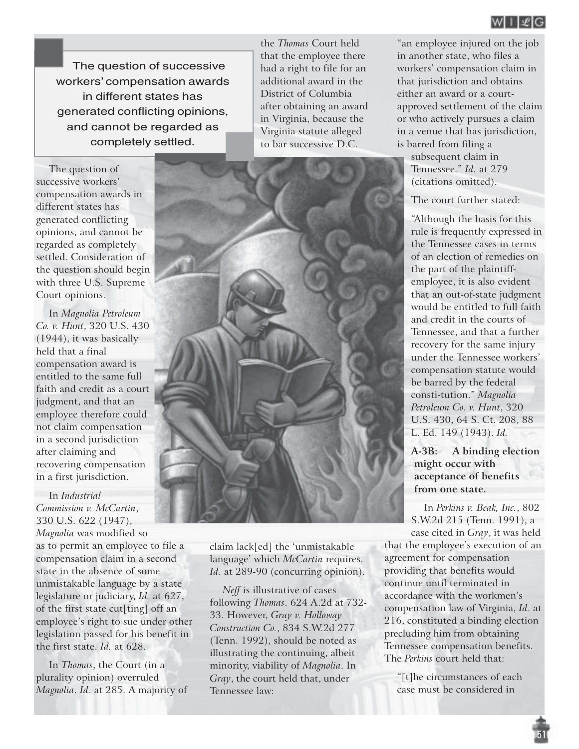> The question of successive workers' compensation awards in different states has generated conflicting opinions, and cannot be regarded as completely settled.

The question of successive workers' compensation awards in different states has generated conflicting opinions, and cannot be regarded as completely settled. Consideration of the question should begin with three U.S. Supreme Court opinions.

In *Magnolia Petroleum Co. v. Hunt*, 320 U.S. 430 (1944), it was basically held that a final compensation award is entitled to the same full faith and credit as a court judgment, and that an employee therefore could not claim compensation in a second jurisdiction after claiming and recovering compensation in a first jurisdiction.

In *Industrial Commission v. McCartin*, 330 U.S. 622 (1947), *Magnolia* was modified so as to permit an employee to file a compensation claim in a second state in the absence of some unmistakable language by a state legislature or judiciary, *Id.* at 627, of the first state cut[ting] off an employee's right to sue under other legislation passed for his benefit in the first state. *Id.* at 628.

In *Thomas*, the Court (in a plurality opinion) overruled *Magnolia*. *Id.* at 285. A majority of the *Thomas* Court held that the employee there had a right to file for an additional award in the District of Columbia after obtaining an award in Virginia, because the Virginia statute alleged to bar successive D.C. claim lack[ed] the 'unmistakable language' which *McCartin* requires. *Id.* at 289-90 (concurring opinion).

*Neff* is illustrative of cases following *Thomas*. 624 A.2d at 732-33. However, *Gray v. Holloway Construction Co.*, 834 S.W.2d 277 (Tenn. 1992), should be noted as illustrating the continuing, albeit minority, viability of *Magnolia*. In *Gray*, the court held that, under Tennessee law:

> "an employee injured on the job in another state, who files a workers' compensation claim in that jurisdiction and obtains either an award or a court-approved settlement of the claim or who actively pursues a claim in a venue that has jurisdiction, is barred from filing a subsequent claim in Tennessee." *Id.* at 279 (citations omitted).

The court further stated:

> "Although the basis for this rule is frequently expressed in the Tennessee cases in terms of an election of remedies on the part of the plaintiff-employee, it is also evident that an out-of-state judgment would be entitled to full faith and credit in the courts of Tennessee, and that a further recovery for the same injury under the Tennessee workers' compensation statute would be barred by the federal consti-tution." *Magnolia Petroleum Co. v. Hunt*, 320 U.S. 430, 64 S. Ct. 208, 88 L. Ed. 149 (1943). *Id.*

**A-3B: A binding election might occur with acceptance of benefits from one state.**

In *Perkins v. Beak, Inc.*, 802 S.W.2d 215 (Tenn. 1991), a case cited in *Gray*, it was held that the employee's execution of an agreement for compensation providing that benefits would continue until terminated in accordance with the workmen's compensation law of Virginia, *Id.* at 216, constituted a binding election precluding him from obtaining Tennessee compensation benefits. The *Perkins* court held that:

> "[t]he circumstances of each case must be considered in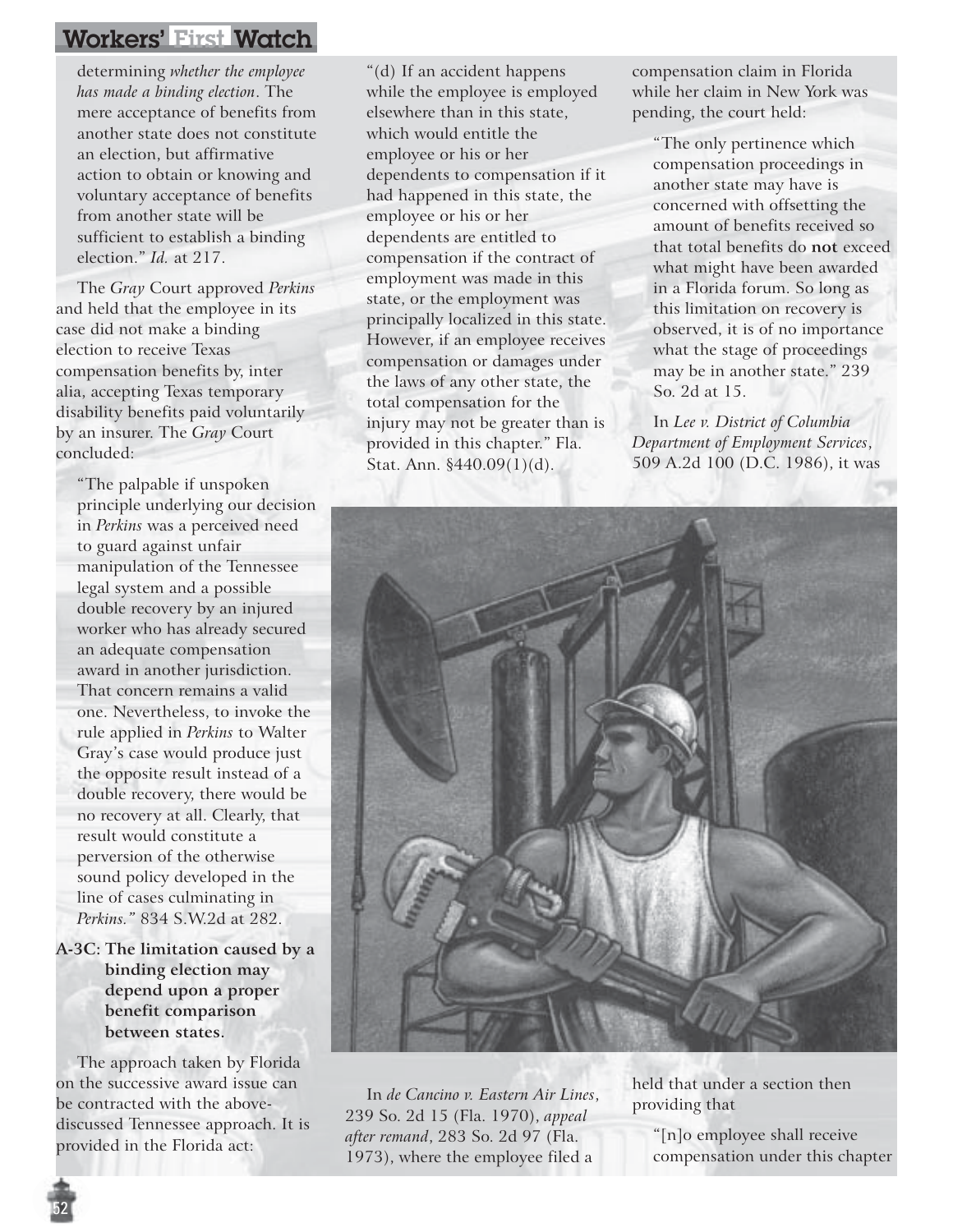determining *whether the employee has made a binding election*. The mere acceptance of benefits from another state does not constitute an election, but affirmative action to obtain or knowing and voluntary acceptance of benefits from another state will be sufficient to establish a binding election." *Id.* at 217.

The *Gray* Court approved *Perkins* and held that the employee in its case did not make a binding election to receive Texas compensation benefits by, inter alia, accepting Texas temporary disability benefits paid voluntarily by an insurer. The *Gray* Court concluded:

> "The palpable if unspoken principle underlying our decision in *Perkins* was a perceived need to guard against unfair manipulation of the Tennessee legal system and a possible double recovery by an injured worker who has already secured an adequate compensation award in another jurisdiction. That concern remains a valid one. Nevertheless, to invoke the rule applied in *Perkins* to Walter Gray's case would produce just the opposite result instead of a double recovery, there would be no recovery at all. Clearly, that result would constitute a perversion of the otherwise sound policy developed in the line of cases culminating in *Perkins.*" 834 S.W.2d at 282.

**A-3C: The limitation caused by a binding election may depend upon a proper benefit comparison between states.**

The approach taken by Florida on the successive award issue can be contracted with the above-discussed Tennessee approach. It is provided in the Florida act:

> "(d) If an accident happens while the employee is employed elsewhere than in this state, which would entitle the employee or his or her dependents to compensation if it had happened in this state, the employee or his or her dependents are entitled to compensation if the contract of employment was made in this state, or the employment was principally localized in this state. However, if an employee receives compensation or damages under the laws of any other state, the total compensation for the injury may not be greater than is provided in this chapter." Fla. Stat. Ann. §440.09(1)(d).

In *de Cancino v. Eastern Air Lines*, 239 So. 2d 15 (Fla. 1970), *appeal after remand*, 283 So. 2d 97 (Fla. 1973), where the employee filed a compensation claim in Florida while her claim in New York was pending, the court held:

> "The only pertinence which compensation proceedings in another state may have is concerned with offsetting the amount of benefits received so that total benefits do **not** exceed what might have been awarded in a Florida forum. So long as this limitation on recovery is observed, it is of no importance what the stage of proceedings may be in another state." 239 So. 2d at 15.

In *Lee v. District of Columbia Department of Employment Services*, 509 A.2d 100 (D.C. 1986), it was held that under a section then providing that

> "[n]o employee shall receive compensation under this chapter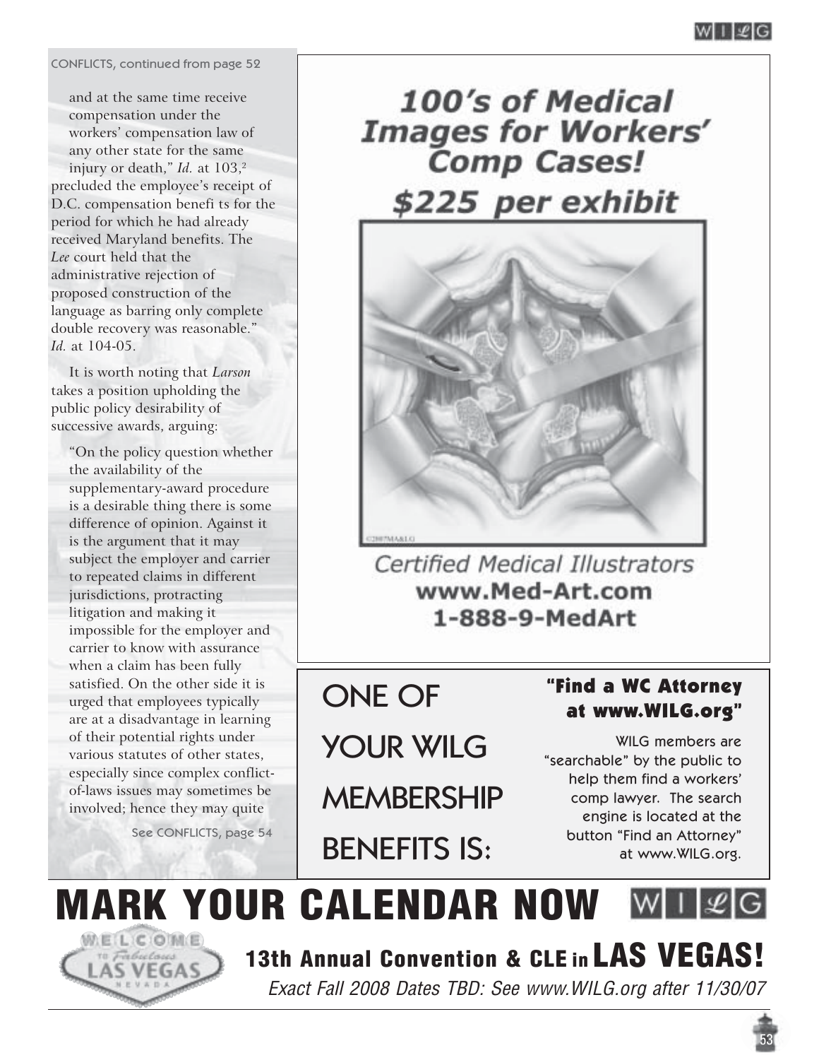CONFLICTS, continued from page 52

and at the same time receive compensation under the workers' compensation law of any other state for the same injury or death," *Id.* at 103,[2] precluded the employee's receipt of D.C. compensation benefits for the period for which he had already received Maryland benefits. The *Lee* court held that the administrative rejection of proposed construction of the language as barring only complete double recovery was reasonable." *Id.* at 104-05.

It is worth noting that *Larson* takes a position upholding the public policy desirability of successive awards, arguing:

"On the policy question whether the availability of the supplementary-award procedure is a desirable thing there is some difference of opinion. Against it is the argument that it may subject the employer and carrier to repeated claims in different jurisdictions, protracting litigation and making it impossible for the employer and carrier to know with assurance when a claim has been fully satisfied. On the other side it is urged that employees typically are at a disadvantage in learning of their potential rights under various statutes of other states, especially since complex conflict-of-laws issues may sometimes be involved; hence they may quite

See CONFLICTS, page 54

**100's of Medical Images for Workers' Comp Cases!**

**$225 per exhibit**

Certified Medical Illustrators
**www.Med-Art.com**
**1-888-9-MedArt**

ONE OF YOUR WILG MEMBERSHIP BENEFITS IS:

**"Find a WC Attorney at www.WILG.org"**

WILG members are "searchable" by the public to help them find a workers' comp lawyer. The search engine is located at the button "Find an Attorney" at www.WILG.org.

# MARK YOUR CALENDAR NOW

**13th Annual Convention & CLE in LAS VEGAS!**

*Exact Fall 2008 Dates TBD: See www.WILG.org after 11/30/07*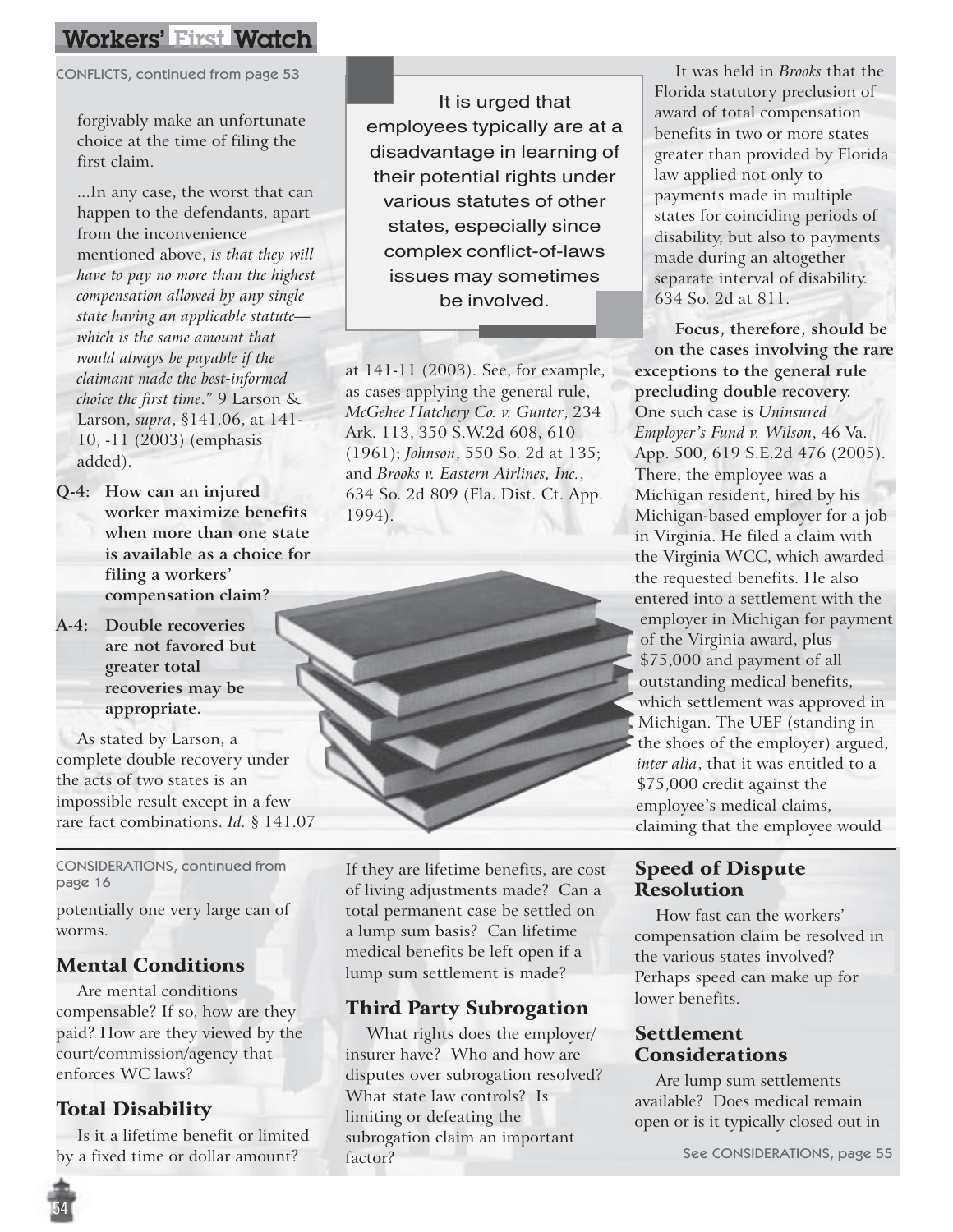CONFLICTS, continued from page 53

forgivably make an unfortunate choice at the time of filing the first claim.

...In any case, the worst that can happen to the defendants, apart from the inconvenience mentioned above, *is that they will have to pay no more than the highest compensation allowed by any single state having an applicable statute—which is the same amount that would always be payable if the claimant made the best-informed choice the first time*." 9 Larson & Larson, *supra*, §141.06, at 141-10, -11 (2003) (emphasis added).

**Q-4: How can an injured worker maximize benefits when more than one state is available as a choice for filing a workers' compensation claim?**

**A-4: Double recoveries are not favored but greater total recoveries may be appropriate.**

As stated by Larson, a complete double recovery under the acts of two states is an impossible result except in a few rare fact combinations. *Id.* § 141.07 at 141-11 (2003). See, for example, as cases applying the general rule, *McGehee Hatchery Co. v. Gunter*, 234 Ark. 113, 350 S.W.2d 608, 610 (1961); *Johnson*, 550 So. 2d at 135; and *Brooks v. Eastern Airlines, Inc.*, 634 So. 2d 809 (Fla. Dist. Ct. App. 1994).

> It is urged that employees typically are at a disadvantage in learning of their potential rights under various statutes of other states, especially since complex conflict-of-laws issues may sometimes be involved.

It was held in *Brooks* that the Florida statutory preclusion of award of total compensation benefits in two or more states greater than provided by Florida law applied not only to payments made in multiple states for coinciding periods of disability, but also to payments made during an altogether separate interval of disability. 634 So. 2d at 811.

**Focus, therefore, should be on the cases involving the rare exceptions to the general rule precluding double recovery.** One such case is *Uninsured Employer's Fund v. Wilson*, 46 Va. App. 500, 619 S.E.2d 476 (2005). There, the employee was a Michigan resident, hired by his Michigan-based employer for a job in Virginia. He filed a claim with the Virginia WCC, which awarded the requested benefits. He also entered into a settlement with the employer in Michigan for payment of the Virginia award, plus $75,000 and payment of all outstanding medical benefits, which settlement was approved in Michigan. The UEF (standing in the shoes of the employer) argued, *inter alia*, that it was entitled to a $75,000 credit against the employee's medical claims, claiming that the employee would

---

CONSIDERATIONS, continued from page 16

potentially one very large can of worms.

## Mental Conditions

Are mental conditions compensable? If so, how are they paid? How are they viewed by the court/commission/agency that enforces WC laws?

## Total Disability

Is it a lifetime benefit or limited by a fixed time or dollar amount? If they are lifetime benefits, are cost of living adjustments made? Can a total permanent case be settled on a lump sum basis? Can lifetime medical benefits be left open if a lump sum settlement is made?

## Third Party Subrogation

What rights does the employer/insurer have? Who and how are disputes over subrogation resolved? What state law controls? Is limiting or defeating the subrogation claim an important factor?

## Speed of Dispute Resolution

How fast can the workers' compensation claim be resolved in the various states involved? Perhaps speed can make up for lower benefits.

## Settlement Considerations

Are lump sum settlements available? Does medical remain open or is it typically closed out in

See CONSIDERATIONS, page 55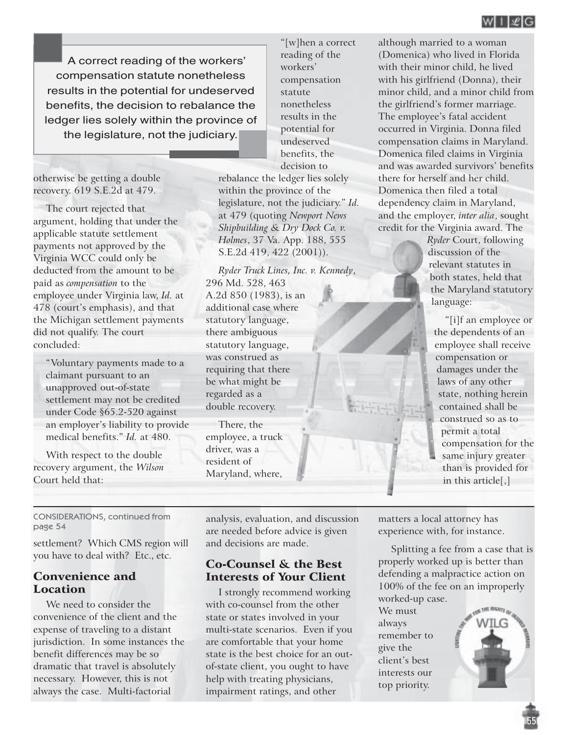> A correct reading of the workers' compensation statute nonetheless results in the potential for undeserved benefits, the decision to rebalance the ledger lies solely within the province of the legislature, not the judiciary.

otherwise be getting a double recovery. 619 S.E.2d at 479.

The court rejected that argument, holding that under the applicable statute settlement payments not approved by the Virginia WCC could only be deducted from the amount to be paid as *compensation* to the employee under Virginia law, *Id.* at 478 (court's emphasis), and that the Michigan settlement payments did not qualify. The court concluded:

> "Voluntary payments made to a claimant pursuant to an unapproved out-of-state settlement may not be credited under Code §65.2-520 against an employer's liability to provide medical benefits." *Id.* at 480.

With respect to the double recovery argument, the *Wilson* Court held that:

> "[w]hen a correct reading of the workers' compensation statute nonetheless results in the potential for undeserved benefits, the decision to rebalance the ledger lies solely within the province of the legislature, not the judiciary." *Id.* at 479 (quoting *Newport News Shipbuilding & Dry Dock Co. v. Holmes*, 37 Va. App. 188, 555 S.E.2d 419, 422 (2001)).

*Ryder Truck Lines, Inc. v. Kennedy*, 296 Md. 528, 463 A.2d 850 (1983), is an additional case where statutory language, there ambiguous statutory language, was construed as requiring that there be what might be regarded as a double recovery.

There, the employee, a truck driver, was a resident of Maryland, where, although married to a woman (Domenica) who lived in Florida with their minor child, he lived with his girlfriend (Donna), their minor child, and a minor child from the girlfriend's former marriage. The employee's fatal accident occurred in Virginia. Donna filed compensation claims in Maryland. Domenica filed claims in Virginia and was awarded survivors' benefits there for herself and her child. Domenica then filed a total dependency claim in Maryland, and the employer, *inter alia*, sought credit for the Virginia award. The *Ryder* Court, following discussion of the relevant statutes in both states, held that the Maryland statutory language:

> "[i]f an employee or the dependents of an employee shall receive compensation or damages under the laws of any other state, nothing herein contained shall be construed so as to permit a total compensation for the same injury greater than is provided for in this article[,]

---

CONSIDERATIONS, continued from page 54

settlement? Which CMS region will you have to deal with? Etc., etc.

## Convenience and Location

We need to consider the convenience of the client and the expense of traveling to a distant jurisdiction. In some instances the benefit differences may be so dramatic that travel is absolutely necessary. However, this is not always the case. Multi-factorial analysis, evaluation, and discussion are needed before advice is given and decisions are made.

## Co-Counsel & the Best Interests of Your Client

I strongly recommend working with co-counsel from the other state or states involved in your multi-state scenarios. Even if you are comfortable that your home state is the best choice for an out-of-state client, you ought to have help with treating physicians, impairment ratings, and other matters a local attorney has experience with, for instance.

Splitting a fee from a case that is properly worked up is better than defending a malpractice action on 100% of the fee on an improperly worked-up case. We must always remember to give the client's best interests our top priority.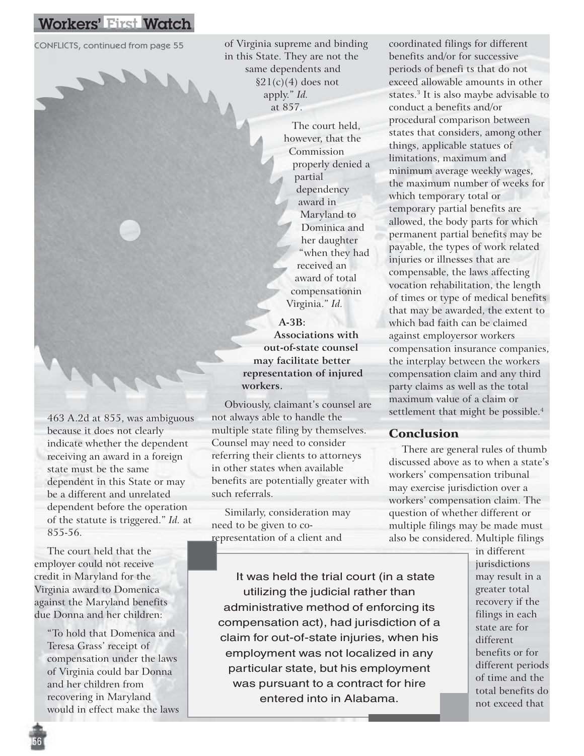CONFLICTS, continued from page 55

463 A.2d at 855, was ambiguous because it does not clearly indicate whether the dependent receiving an award in a foreign state must be the same dependent in this State or may be a different and unrelated dependent before the operation of the statute is triggered." *Id.* at 855-56.

The court held that the employer could not receive credit in Maryland for the Virginia award to Domenica against the Maryland benefits due Donna and her children:

> "To hold that Domenica and Teresa Grass' receipt of compensation under the laws of Virginia could bar Donna and her children from recovering in Maryland would in effect make the laws of Virginia supreme and binding in this State. They are not the same dependents and §21(c)(4) does not apply." *Id.* at 857.

The court held, however, that the Commission properly denied a partial dependency award in Maryland to Dominica and her daughter "when they had received an award of total compensationin Virginia." *Id.*

**A-3B: Associations with out-of-state counsel may facilitate better representation of injured workers.**

Obviously, claimant's counsel are not always able to handle the multiple state filing by themselves. Counsel may need to consider referring their clients to attorneys in other states when available benefits are potentially greater with such referrals.

Similarly, consideration may need to be given to co-representation of a client and coordinated filings for different benefits and/or for successive periods of benefi ts that do not exceed allowable amounts in other states.[3] It is also maybe advisable to conduct a benefits and/or procedural comparison between states that considers, among other things, applicable statues of limitations, maximum and minimum average weekly wages, the maximum number of weeks for which temporary total or temporary partial benefits are allowed, the body parts for which permanent partial benefits may be payable, the types of work related injuries or illnesses that are compensable, the laws affecting vocation rehabilitation, the length of times or type of medical benefits that may be awarded, the extent to which bad faith can be claimed against employersor workers compensation insurance companies, the interplay between the workers compensation claim and any third party claims as well as the total maximum value of a claim or settlement that might be possible.[4]

> It was held the trial court (in a state utilizing the judicial rather than administrative method of enforcing its compensation act), had jurisdiction of a claim for out-of-state injuries, when his employment was not localized in any particular state, but his employment was pursuant to a contract for hire entered into in Alabama.

## Conclusion

There are general rules of thumb discussed above as to when a state's workers' compensation tribunal may exercise jurisdiction over a workers' compensation claim. The question of whether different or multiple filings may be made must also be considered. Multiple filings in different jurisdictions may result in a greater total recovery if the filings in each state are for different benefits or for different periods of time and the total benefits do not exceed that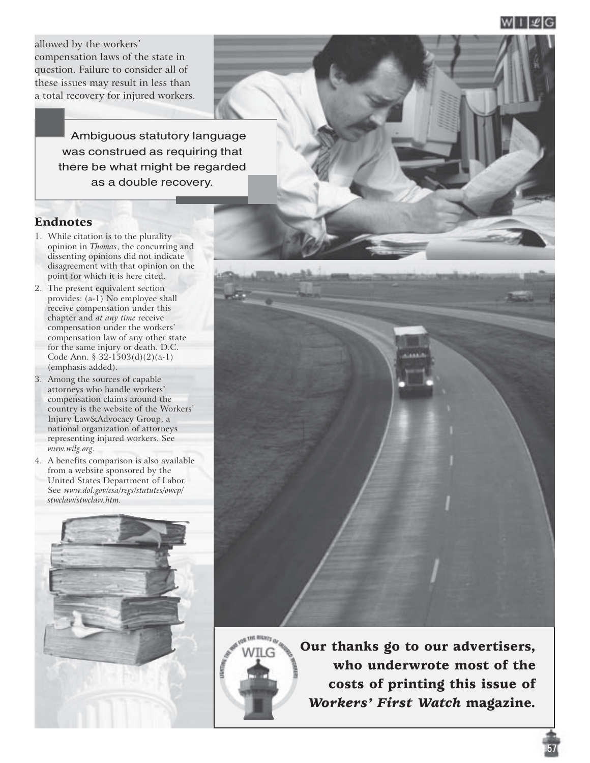allowed by the workers' compensation laws of the state in question. Failure to consider all of these issues may result in less than a total recovery for injured workers.

> Ambiguous statutory language was construed as requiring that there be what might be regarded as a double recovery.

## Endnotes

1. While citation is to the plurality opinion in *Thomas*, the concurring and dissenting opinions did not indicate disagreement with that opinion on the point for which it is here cited.
2. The present equivalent section provides: (a-1) No employee shall receive compensation under this chapter and *at any time* receive compensation under the workers' compensation law of any other state for the same injury or death. D.C. Code Ann. § 32-1503(d)(2)(a-1) (emphasis added).
3. Among the sources of capable attorneys who handle workers' compensation claims around the country is the website of the Workers' Injury Law&Advocacy Group, a national organization of attorneys representing injured workers. See *www.wilg.org*.
4. A benefits comparison is also available from a website sponsored by the United States Department of Labor. See *www.dol.gov/esa/regs/statutes/owcp/stwclaw/stwclaw.htm*.

**Our thanks go to our advertisers, who underwrote most of the costs of printing this issue of *Workers' First Watch* magazine.**